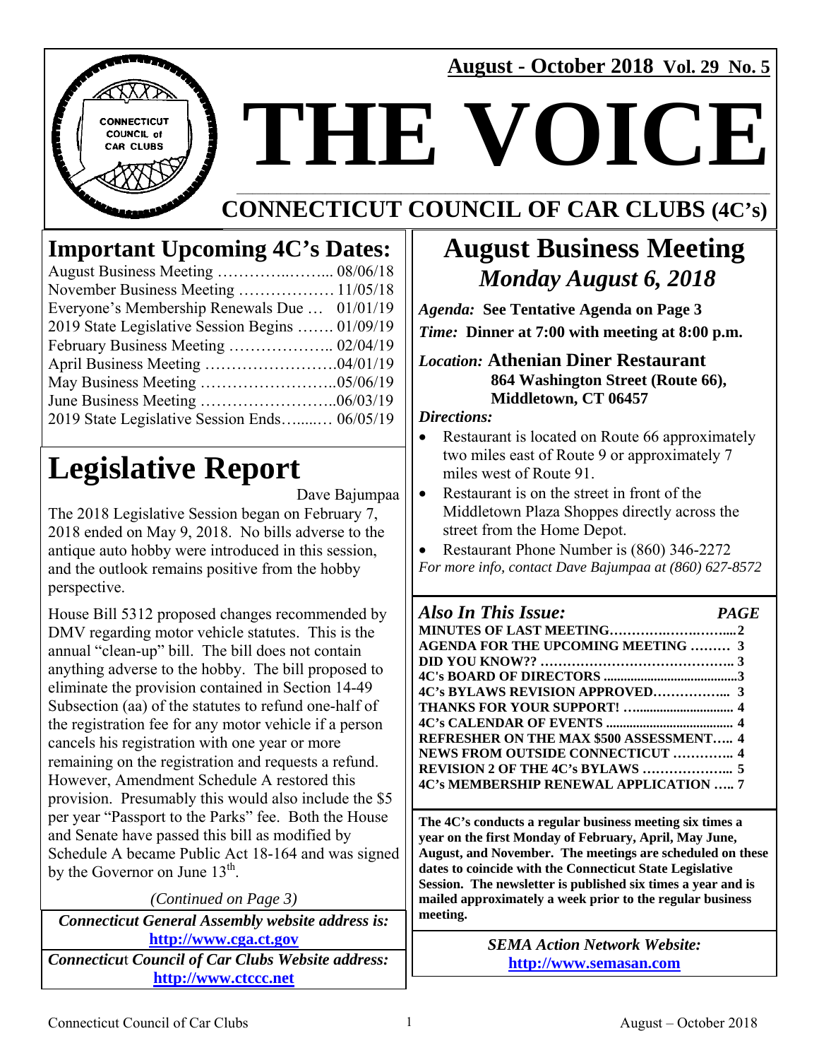**August - October 2018 Vol. 29 No. 5**

# THE VOICE

## CONNECTICUT COUNCIL OF CAR CLUBS (4C's)

## Important Upcoming 4C's Dates:

| | |
|---|---|
| August Business Meeting | 08/06/18 |
| November Business Meeting | 11/05/18 |
| Everyone's Membership Renewals Due | 01/01/19 |
| 2019 State Legislative Session Begins | 01/09/19 |
| February Business Meeting | 02/04/19 |
| April Business Meeting | 04/01/19 |
| May Business Meeting | 05/06/19 |
| June Business Meeting | 06/03/19 |
| 2019 State Legislative Session Ends | 06/05/19 |

# Legislative Report

Dave Bajumpaa

The 2018 Legislative Session began on February 7, 2018 ended on May 9, 2018. No bills adverse to the antique auto hobby were introduced in this session, and the outlook remains positive from the hobby perspective.

House Bill 5312 proposed changes recommended by DMV regarding motor vehicle statutes. This is the annual "clean-up" bill. The bill does not contain anything adverse to the hobby. The bill proposed to eliminate the provision contained in Section 14-49 Subsection (aa) of the statutes to refund one-half of the registration fee for any motor vehicle if a person cancels his registration with one year or more remaining on the registration and requests a refund. However, Amendment Schedule A restored this provision. Presumably this would also include the $5 per year "Passport to the Parks" fee. Both the House and Senate have passed this bill as modified by Schedule A became Public Act 18-164 and was signed by the Governor on June 13th.

*(Continued on Page 3)*

***Connecticut General Assembly website address is:***
**http://www.cga.ct.gov**

***Connecticut Council of Car Clubs Website address:***
**http://www.ctccc.net**

## August Business Meeting

### *Monday August 6, 2018*

***Agenda:*** **See Tentative Agenda on Page 3**

***Time:*** **Dinner at 7:00 with meeting at 8:00 p.m.**

***Location:*** **Athenian Diner Restaurant**
**864 Washington Street (Route 66), Middletown, CT 06457**

***Directions:***

- Restaurant is located on Route 66 approximately two miles east of Route 9 or approximately 7 miles west of Route 91.
- Restaurant is on the street in front of the Middletown Plaza Shoppes directly across the street from the Home Depot.
- Restaurant Phone Number is (860) 346-2272

*For more info, contact Dave Bajumpaa at (860) 627-8572*

### *Also In This Issue:*

| | PAGE |
|---|---|
| MINUTES OF LAST MEETING | 2 |
| AGENDA FOR THE UPCOMING MEETING | 3 |
| DID YOU KNOW?? | 3 |
| 4C's BOARD OF DIRECTORS | 3 |
| 4C's BYLAWS REVISION APPROVED | 3 |
| THANKS FOR YOUR SUPPORT! | 4 |
| 4C's CALENDAR OF EVENTS | 4 |
| REFRESHER ON THE MAX $500 ASSESSMENT | 4 |
| NEWS FROM OUTSIDE CONNECTICUT | 4 |
| REVISION 2 OF THE 4C's BYLAWS | 5 |
| 4C's MEMBERSHIP RENEWAL APPLICATION | 7 |

**The 4C's conducts a regular business meeting six times a year on the first Monday of February, April, May June, August, and November. The meetings are scheduled on these dates to coincide with the Connecticut State Legislative Session. The newsletter is published six times a year and is mailed approximately a week prior to the regular business meeting.**

***SEMA Action Network Website:***
**http://www.semasan.com**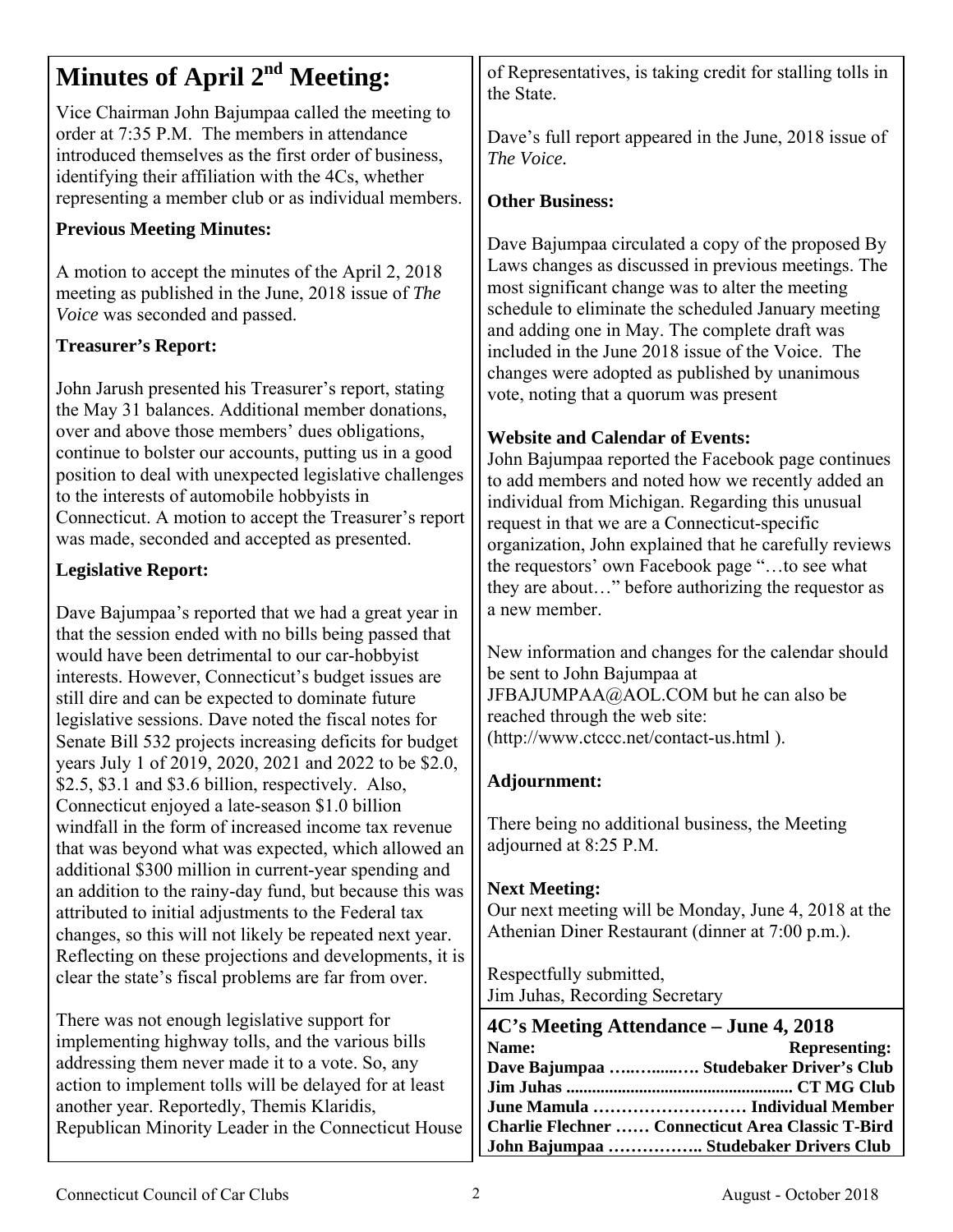# Minutes of April 2nd Meeting:

Vice Chairman John Bajumpaa called the meeting to order at 7:35 P.M. The members in attendance introduced themselves as the first order of business, identifying their affiliation with the 4Cs, whether representing a member club or as individual members.

**Previous Meeting Minutes:**

A motion to accept the minutes of the April 2, 2018 meeting as published in the June, 2018 issue of *The Voice* was seconded and passed.

**Treasurer's Report:**

John Jarush presented his Treasurer's report, stating the May 31 balances. Additional member donations, over and above those members' dues obligations, continue to bolster our accounts, putting us in a good position to deal with unexpected legislative challenges to the interests of automobile hobbyists in Connecticut. A motion to accept the Treasurer's report was made, seconded and accepted as presented.

**Legislative Report:**

Dave Bajumpaa's reported that we had a great year in that the session ended with no bills being passed that would have been detrimental to our car-hobbyist interests. However, Connecticut's budget issues are still dire and can be expected to dominate future legislative sessions. Dave noted the fiscal notes for Senate Bill 532 projects increasing deficits for budget years July 1 of 2019, 2020, 2021 and 2022 to be $2.0, $2.5, $3.1 and $3.6 billion, respectively. Also, Connecticut enjoyed a late-season $1.0 billion windfall in the form of increased income tax revenue that was beyond what was expected, which allowed an additional $300 million in current-year spending and an addition to the rainy-day fund, but because this was attributed to initial adjustments to the Federal tax changes, so this will not likely be repeated next year. Reflecting on these projections and developments, it is clear the state's fiscal problems are far from over.

There was not enough legislative support for implementing highway tolls, and the various bills addressing them never made it to a vote. So, any action to implement tolls will be delayed for at least another year. Reportedly, Themis Klaridis, Republican Minority Leader in the Connecticut House of Representatives, is taking credit for stalling tolls in the State.

Dave's full report appeared in the June, 2018 issue of *The Voice.*

**Other Business:**

Dave Bajumpaa circulated a copy of the proposed By Laws changes as discussed in previous meetings. The most significant change was to alter the meeting schedule to eliminate the scheduled January meeting and adding one in May. The complete draft was included in the June 2018 issue of the Voice. The changes were adopted as published by unanimous vote, noting that a quorum was present

**Website and Calendar of Events:**

John Bajumpaa reported the Facebook page continues to add members and noted how we recently added an individual from Michigan. Regarding this unusual request in that we are a Connecticut-specific organization, John explained that he carefully reviews the requestors' own Facebook page "…to see what they are about…" before authorizing the requestor as a new member.

New information and changes for the calendar should be sent to John Bajumpaa at JFBAJUMPAA@AOL.COM but he can also be reached through the web site: (http://www.ctccc.net/contact-us.html ).

**Adjournment:**

There being no additional business, the Meeting adjourned at 8:25 P.M.

**Next Meeting:**

Our next meeting will be Monday, June 4, 2018 at the Athenian Diner Restaurant (dinner at 7:00 p.m.).

Respectfully submitted,
Jim Juhas, Recording Secretary

## 4C's Meeting Attendance – June 4, 2018

| Name: | Representing: |
|---|---|
| Dave Bajumpaa | Studebaker Driver's Club |
| Jim Juhas | CT MG Club |
| June Mamula | Individual Member |
| Charlie Flechner | Connecticut Area Classic T-Bird |
| John Bajumpaa | Studebaker Drivers Club |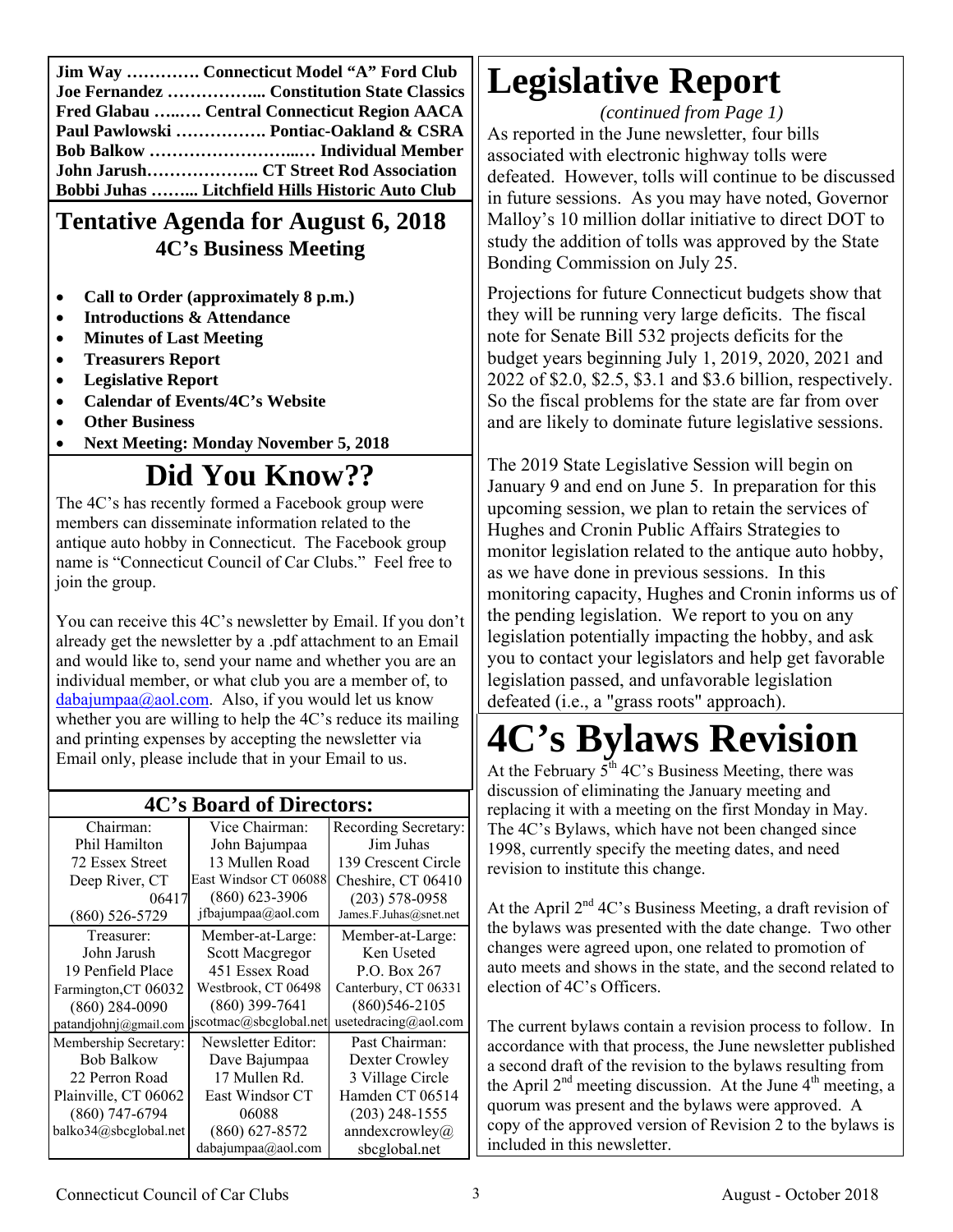**Jim Way …………. Connecticut Model "A" Ford Club**
**Joe Fernandez …………….. Constitution State Classics**
**Fred Glabau …..…. Central Connecticut Region AACA**
**Paul Pawlowski ……………. Pontiac-Oakland & CSRA**
**Bob Balkow ……………………..… Individual Member**
**John Jarush……………….. CT Street Rod Association**
**Bobbi Juhas ……... Litchfield Hills Historic Auto Club**

## Tentative Agenda for August 6, 2018
### 4C's Business Meeting

- **Call to Order (approximately 8 p.m.)**
- **Introductions & Attendance**
- **Minutes of Last Meeting**
- **Treasurers Report**
- **Legislative Report**
- **Calendar of Events/4C's Website**
- **Other Business**
- **Next Meeting: Monday November 5, 2018**

# Did You Know??

The 4C's has recently formed a Facebook group were members can disseminate information related to the antique auto hobby in Connecticut. The Facebook group name is "Connecticut Council of Car Clubs." Feel free to join the group.

You can receive this 4C's newsletter by Email. If you don't already get the newsletter by a .pdf attachment to an Email and would like to, send your name and whether you are an individual member, or what club you are a member of, to dabajumpaa@aol.com. Also, if you would let us know whether you are willing to help the 4C's reduce its mailing and printing expenses by accepting the newsletter via Email only, please include that in your Email to us.

## 4C's Board of Directors:

| | | |
|---|---|---|
| Chairman: Phil Hamilton 72 Essex Street Deep River, CT 06417 (860) 526-5729 | Vice Chairman: John Bajumpaa 13 Mullen Road East Windsor CT 06088 (860) 623-3906 jfbajumpaa@aol.com | Recording Secretary: Jim Juhas 139 Crescent Circle Cheshire, CT 06410 (203) 578-0958 James.F.Juhas@snet.net |
| Treasurer: John Jarush 19 Penfield Place Farmington,CT 06032 (860) 284-0090 patandjohnj@gmail.com | Member-at-Large: Scott Macgregor 451 Essex Road Westbrook, CT 06498 (860) 399-7641 jscotmac@sbcglobal.net | Member-at-Large: Ken Useted P.O. Box 267 Canterbury, CT 06331 (860)546-2105 usetedracing@aol.com |
| Membership Secretary: Bob Balkow 22 Perron Road Plainville, CT 06062 (860) 747-6794 balko34@sbcglobal.net | Newsletter Editor: Dave Bajumpaa 17 Mullen Rd. East Windsor CT 06088 (860) 627-8572 dabajumpaa@aol.com | Past Chairman: Dexter Crowley 3 Village Circle Hamden CT 06514 (203) 248-1555 anndexcrowley@ sbcglobal.net |

# Legislative Report

*(continued from Page 1)*

As reported in the June newsletter, four bills associated with electronic highway tolls were defeated. However, tolls will continue to be discussed in future sessions. As you may have noted, Governor Malloy's 10 million dollar initiative to direct DOT to study the addition of tolls was approved by the State Bonding Commission on July 25.

Projections for future Connecticut budgets show that they will be running very large deficits. The fiscal note for Senate Bill 532 projects deficits for the budget years beginning July 1, 2019, 2020, 2021 and 2022 of $2.0, $2.5, $3.1 and $3.6 billion, respectively. So the fiscal problems for the state are far from over and are likely to dominate future legislative sessions.

The 2019 State Legislative Session will begin on January 9 and end on June 5. In preparation for this upcoming session, we plan to retain the services of Hughes and Cronin Public Affairs Strategies to monitor legislation related to the antique auto hobby, as we have done in previous sessions. In this monitoring capacity, Hughes and Cronin informs us of the pending legislation. We report to you on any legislation potentially impacting the hobby, and ask you to contact your legislators and help get favorable legislation passed, and unfavorable legislation defeated (i.e., a "grass roots" approach).

# 4C's Bylaws Revision

At the February 5th 4C's Business Meeting, there was discussion of eliminating the January meeting and replacing it with a meeting on the first Monday in May. The 4C's Bylaws, which have not been changed since 1998, currently specify the meeting dates, and need revision to institute this change.

At the April 2nd 4C's Business Meeting, a draft revision of the bylaws was presented with the date change. Two other changes were agreed upon, one related to promotion of auto meets and shows in the state, and the second related to election of 4C's Officers.

The current bylaws contain a revision process to follow. In accordance with that process, the June newsletter published a second draft of the revision to the bylaws resulting from the April 2nd meeting discussion. At the June 4th meeting, a quorum was present and the bylaws were approved. A copy of the approved version of Revision 2 to the bylaws is included in this newsletter.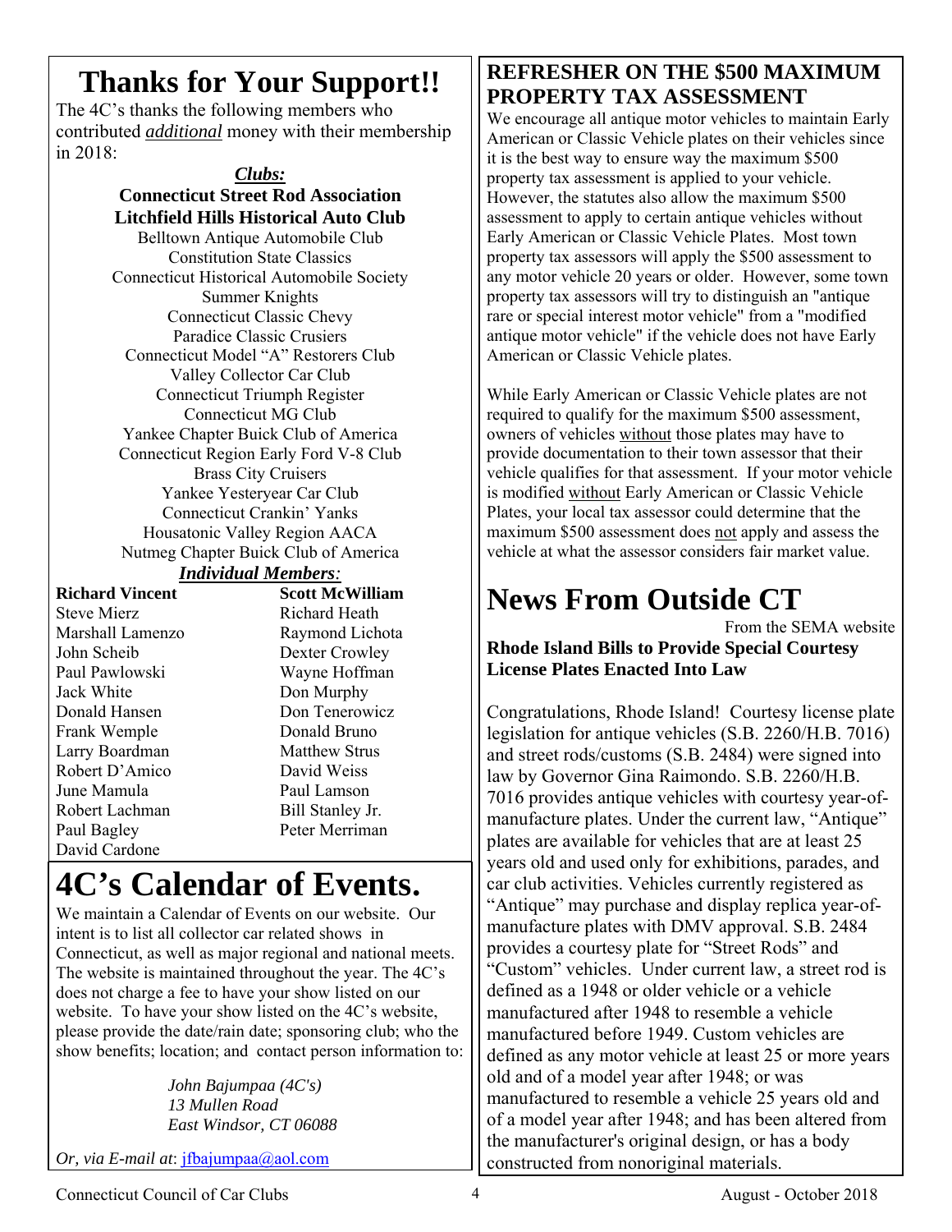# Thanks for Your Support!!

The 4C's thanks the following members who contributed *additional* money with their membership in 2018:

***Clubs:***

**Connecticut Street Rod Association**
**Litchfield Hills Historical Auto Club**
Belltown Antique Automobile Club
Constitution State Classics
Connecticut Historical Automobile Society
Summer Knights
Connecticut Classic Chevy
Paradice Classic Crusiers
Connecticut Model "A" Restorers Club
Valley Collector Car Club
Connecticut Triumph Register
Connecticut MG Club
Yankee Chapter Buick Club of America
Connecticut Region Early Ford V-8 Club
Brass City Cruisers
Yankee Yesteryear Car Club
Connecticut Crankin' Yanks
Housatonic Valley Region AACA
Nutmeg Chapter Buick Club of America

***Individual Members:***

**Richard Vincent**
Steve Mierz
Marshall Lamenzo
John Scheib
Paul Pawlowski
Jack White
Donald Hansen
Frank Wemple
Larry Boardman
Robert D'Amico
June Mamula
Robert Lachman
Paul Bagley
David Cardone
**Scott McWilliam**
Richard Heath
Raymond Lichota
Dexter Crowley
Wayne Hoffman
Don Murphy
Don Tenerowicz
Donald Bruno
Matthew Strus
David Weiss
Paul Lamson
Bill Stanley Jr.
Peter Merriman

# 4C's Calendar of Events.

We maintain a Calendar of Events on our website. Our intent is to list all collector car related shows in Connecticut, as well as major regional and national meets. The website is maintained throughout the year. The 4C's does not charge a fee to have your show listed on our website. To have your show listed on the 4C's website, please provide the date/rain date; sponsoring club; who the show benefits; location; and contact person information to:

*John Bajumpaa (4C's)*
*13 Mullen Road*
*East Windsor, CT 06088*

*Or, via E-mail at*: jfbajumpaa@aol.com

## REFRESHER ON THE $500 MAXIMUM PROPERTY TAX ASSESSMENT

We encourage all antique motor vehicles to maintain Early American or Classic Vehicle plates on their vehicles since it is the best way to ensure way the maximum $500 property tax assessment is applied to your vehicle. However, the statutes also allow the maximum $500 assessment to apply to certain antique vehicles without Early American or Classic Vehicle Plates. Most town property tax assessors will apply the $500 assessment to any motor vehicle 20 years or older. However, some town property tax assessors will try to distinguish an "antique rare or special interest motor vehicle" from a "modified antique motor vehicle" if the vehicle does not have Early American or Classic Vehicle plates.

While Early American or Classic Vehicle plates are not required to qualify for the maximum $500 assessment, owners of vehicles without those plates may have to provide documentation to their town assessor that their vehicle qualifies for that assessment. If your motor vehicle is modified without Early American or Classic Vehicle Plates, your local tax assessor could determine that the maximum $500 assessment does not apply and assess the vehicle at what the assessor considers fair market value.

# News From Outside CT

From the SEMA website

**Rhode Island Bills to Provide Special Courtesy License Plates Enacted Into Law**

Congratulations, Rhode Island! Courtesy license plate legislation for antique vehicles (S.B. 2260/H.B. 7016) and street rods/customs (S.B. 2484) were signed into law by Governor Gina Raimondo. S.B. 2260/H.B. 7016 provides antique vehicles with courtesy year-of-manufacture plates. Under the current law, "Antique" plates are available for vehicles that are at least 25 years old and used only for exhibitions, parades, and car club activities. Vehicles currently registered as "Antique" may purchase and display replica year-of-manufacture plates with DMV approval. S.B. 2484 provides a courtesy plate for "Street Rods" and "Custom" vehicles. Under current law, a street rod is defined as a 1948 or older vehicle or a vehicle manufactured after 1948 to resemble a vehicle manufactured before 1949. Custom vehicles are defined as any motor vehicle at least 25 or more years old and of a model year after 1948; or was manufactured to resemble a vehicle 25 years old and of a model year after 1948; and has been altered from the manufacturer's original design, or has a body constructed from nonoriginal materials.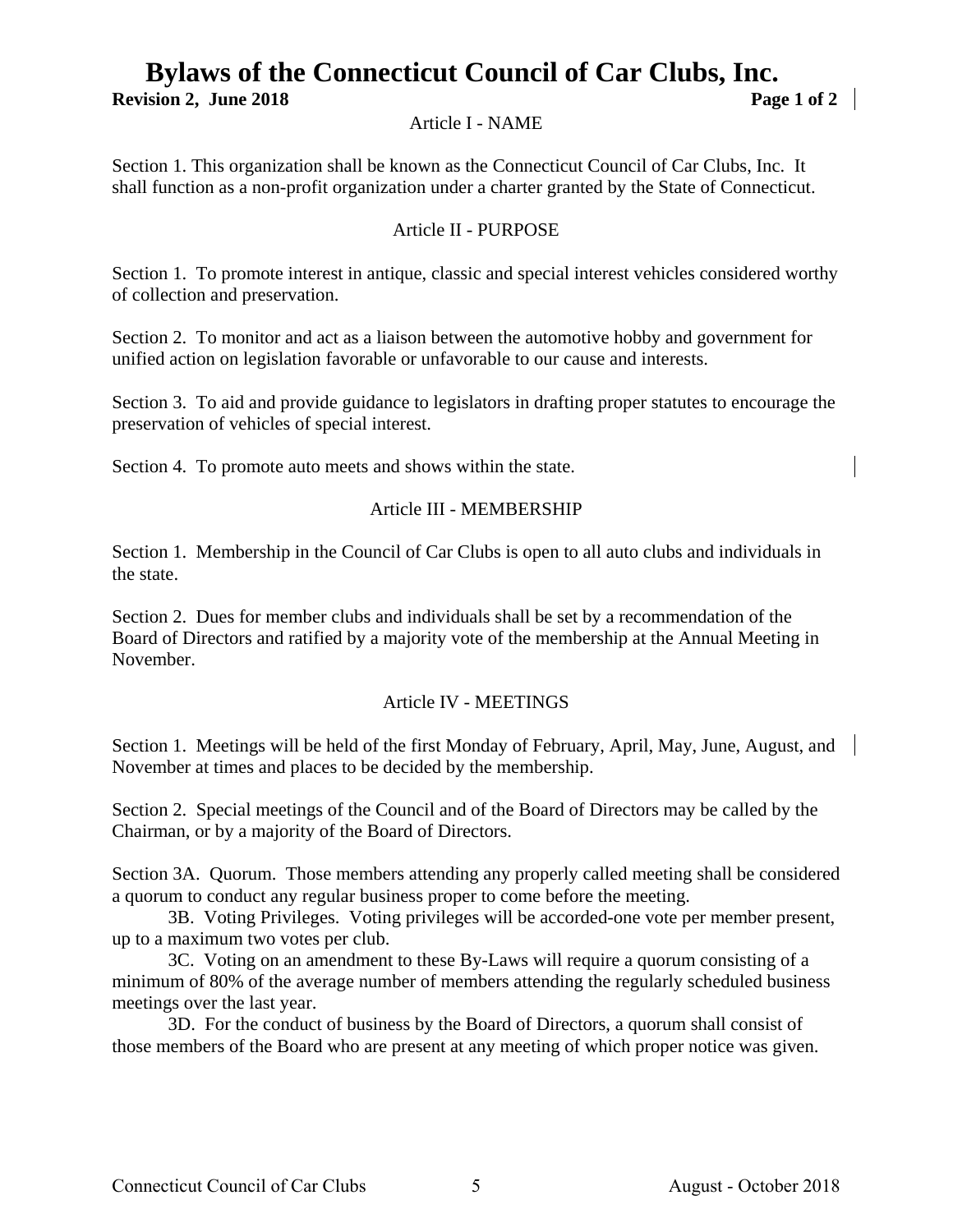# Bylaws of the Connecticut Council of Car Clubs, Inc.

**Revision 2, June 2018**

## Article I - NAME

Section 1. This organization shall be known as the Connecticut Council of Car Clubs, Inc. It shall function as a non-profit organization under a charter granted by the State of Connecticut.

## Article II - PURPOSE

Section 1. To promote interest in antique, classic and special interest vehicles considered worthy of collection and preservation.

Section 2. To monitor and act as a liaison between the automotive hobby and government for unified action on legislation favorable or unfavorable to our cause and interests.

Section 3. To aid and provide guidance to legislators in drafting proper statutes to encourage the preservation of vehicles of special interest.

Section 4. To promote auto meets and shows within the state.

## Article III - MEMBERSHIP

Section 1. Membership in the Council of Car Clubs is open to all auto clubs and individuals in the state.

Section 2. Dues for member clubs and individuals shall be set by a recommendation of the Board of Directors and ratified by a majority vote of the membership at the Annual Meeting in November.

## Article IV - MEETINGS

Section 1. Meetings will be held of the first Monday of February, April, May, June, August, and November at times and places to be decided by the membership.

Section 2. Special meetings of the Council and of the Board of Directors may be called by the Chairman, or by a majority of the Board of Directors.

Section 3A. Quorum. Those members attending any properly called meeting shall be considered a quorum to conduct any regular business proper to come before the meeting.

3B. Voting Privileges. Voting privileges will be accorded-one vote per member present, up to a maximum two votes per club.

3C. Voting on an amendment to these By-Laws will require a quorum consisting of a minimum of 80% of the average number of members attending the regularly scheduled business meetings over the last year.

3D. For the conduct of business by the Board of Directors, a quorum shall consist of those members of the Board who are present at any meeting of which proper notice was given.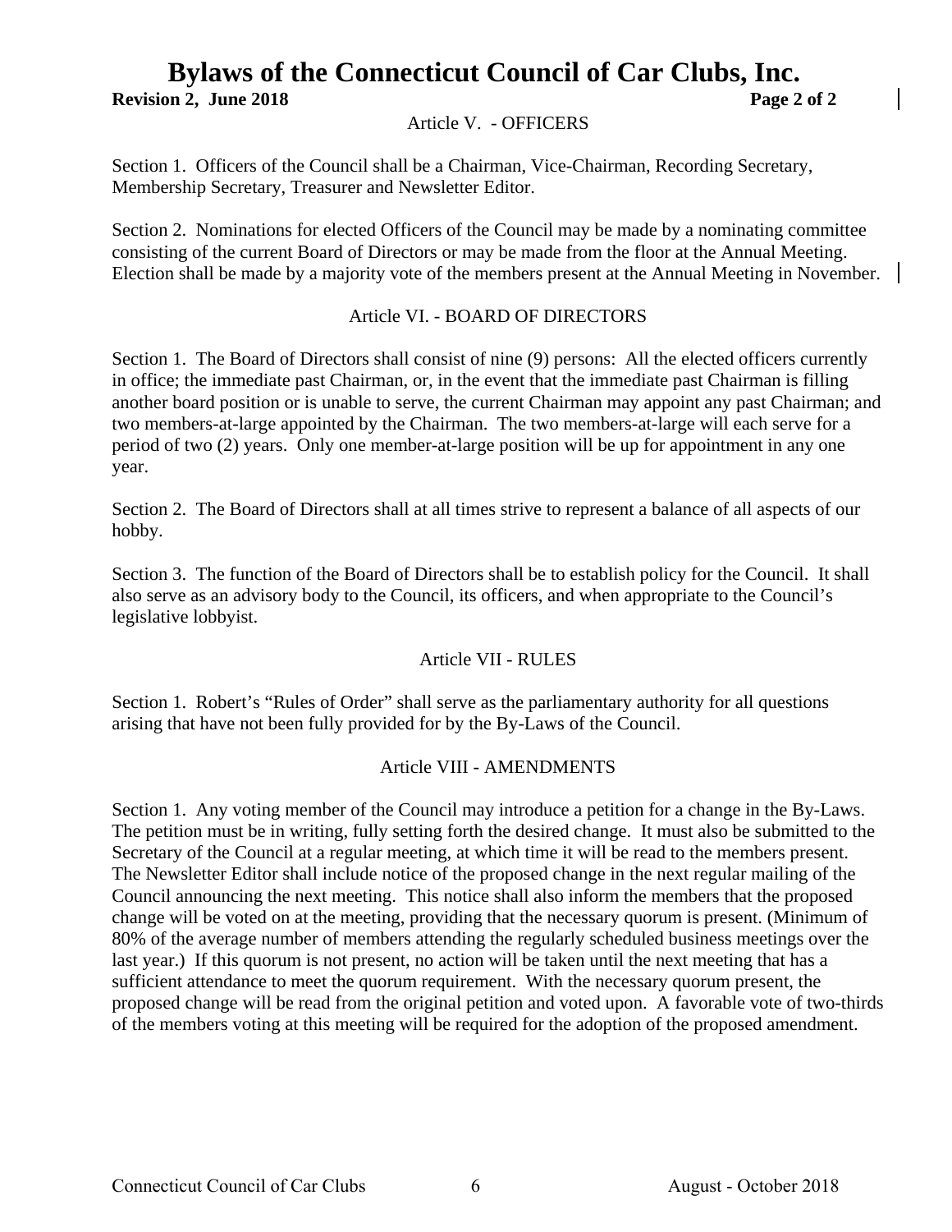# Bylaws of the Connecticut Council of Car Clubs, Inc.

**Revision 2, June 2018**

## Article V. - OFFICERS

Section 1. Officers of the Council shall be a Chairman, Vice-Chairman, Recording Secretary, Membership Secretary, Treasurer and Newsletter Editor.

Section 2. Nominations for elected Officers of the Council may be made by a nominating committee consisting of the current Board of Directors or may be made from the floor at the Annual Meeting. Election shall be made by a majority vote of the members present at the Annual Meeting in November.

## Article VI. - BOARD OF DIRECTORS

Section 1. The Board of Directors shall consist of nine (9) persons: All the elected officers currently in office; the immediate past Chairman, or, in the event that the immediate past Chairman is filling another board position or is unable to serve, the current Chairman may appoint any past Chairman; and two members-at-large appointed by the Chairman. The two members-at-large will each serve for a period of two (2) years. Only one member-at-large position will be up for appointment in any one year.

Section 2. The Board of Directors shall at all times strive to represent a balance of all aspects of our hobby.

Section 3. The function of the Board of Directors shall be to establish policy for the Council. It shall also serve as an advisory body to the Council, its officers, and when appropriate to the Council's legislative lobbyist.

## Article VII - RULES

Section 1. Robert's "Rules of Order" shall serve as the parliamentary authority for all questions arising that have not been fully provided for by the By-Laws of the Council.

## Article VIII - AMENDMENTS

Section 1. Any voting member of the Council may introduce a petition for a change in the By-Laws. The petition must be in writing, fully setting forth the desired change. It must also be submitted to the Secretary of the Council at a regular meeting, at which time it will be read to the members present. The Newsletter Editor shall include notice of the proposed change in the next regular mailing of the Council announcing the next meeting. This notice shall also inform the members that the proposed change will be voted on at the meeting, providing that the necessary quorum is present. (Minimum of 80% of the average number of members attending the regularly scheduled business meetings over the last year.) If this quorum is not present, no action will be taken until the next meeting that has a sufficient attendance to meet the quorum requirement. With the necessary quorum present, the proposed change will be read from the original petition and voted upon. A favorable vote of two-thirds of the members voting at this meeting will be required for the adoption of the proposed amendment.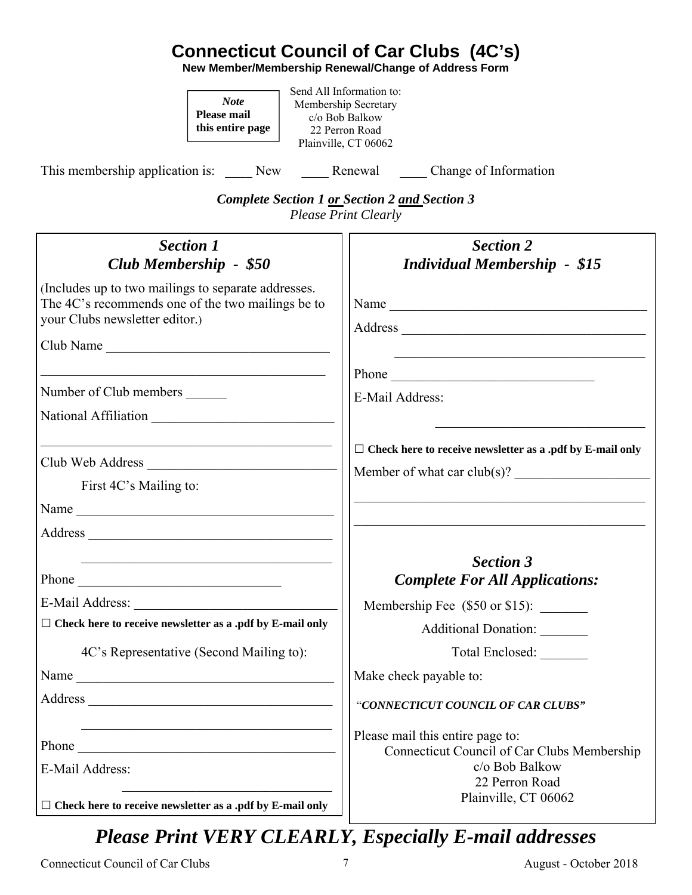# Connecticut Council of Car Clubs (4C's)

**New Member/Membership Renewal/Change of Address Form**

> ***Note***
> **Please mail this entire page**

Send All Information to:
Membership Secretary
c/o Bob Balkow
22 Perron Road
Plainville, CT 06062

This membership application is: ____ New ____ Renewal ____ Change of Information

***Complete Section 1 or Section 2 and Section 3***
*Please Print Clearly*

## *Section 1*
## *Club Membership - $50*

(Includes up to two mailings to separate addresses. The 4C's recommends one of the two mailings be to your Clubs newsletter editor.)

Club Name ________________________________

________________________________________

Number of Club members ______

National Affiliation ___________________________

________________________________________

Club Web Address ____________________________

First 4C's Mailing to:

Name ___________________________________

Address _________________________________

________________________________________

Phone ____________________________

E-Mail Address: ___________________________

☐ **Check here to receive newsletter as a .pdf by E-mail only**

4C's Representative (Second Mailing to):

Name ___________________________________

Address _________________________________

________________________________________

Phone ___________________________________

E-Mail Address:

________________________________

☐ **Check here to receive newsletter as a .pdf by E-mail only**

## *Section 2*
## *Individual Membership - $15*

Name ___________________________________

Address _________________________________

________________________________________

Phone ____________________________

E-Mail Address:

________________________________

☐ **Check here to receive newsletter as a .pdf by E-mail only**

Member of what car club(s)? ____________________

________________________________________

________________________________________

## *Section 3*
## *Complete For All Applications:*

Membership Fee ($50 or $15): _______

Additional Donation: _______

Total Enclosed: _______

Make check payable to:

"***CONNECTICUT COUNCIL OF CAR CLUBS"***

Please mail this entire page to:
Connecticut Council of Car Clubs Membership
c/o Bob Balkow
22 Perron Road
Plainville, CT 06062

# *Please Print VERY CLEARLY, Especially E-mail addresses*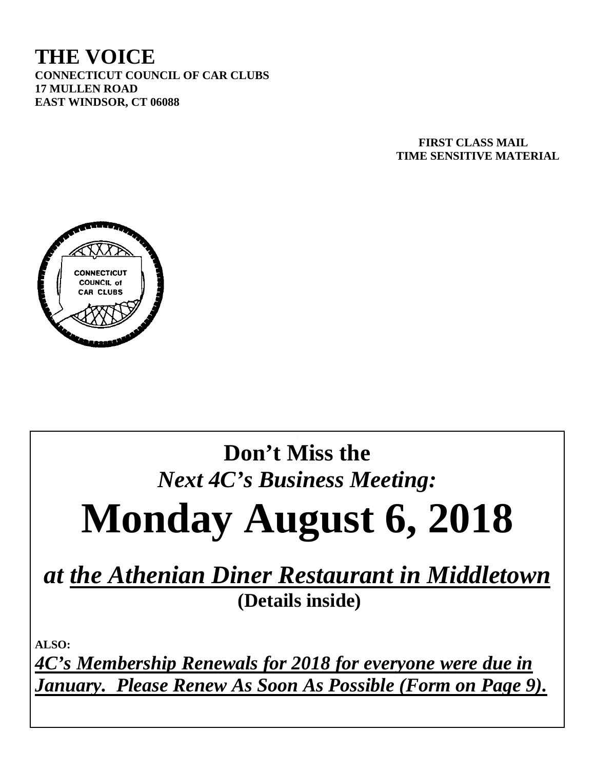**THE VOICE**
**CONNECTICUT COUNCIL OF CAR CLUBS**
**17 MULLEN ROAD**
**EAST WINDSOR, CT 06088**

**FIRST CLASS MAIL**
**TIME SENSITIVE MATERIAL**

CONNECTICUT COUNCIL of CAR CLUBS

# Don't Miss the

## *Next 4C's Business Meeting:*

# Monday August 6, 2018

## *at <u>the Athenian Diner Restaurant in Middletown</u>*

**(Details inside)**

**ALSO:**

***<u>4C's Membership Renewals for 2018 for everyone were due in January. Please Renew As Soon As Possible (Form on Page 9).</u>***